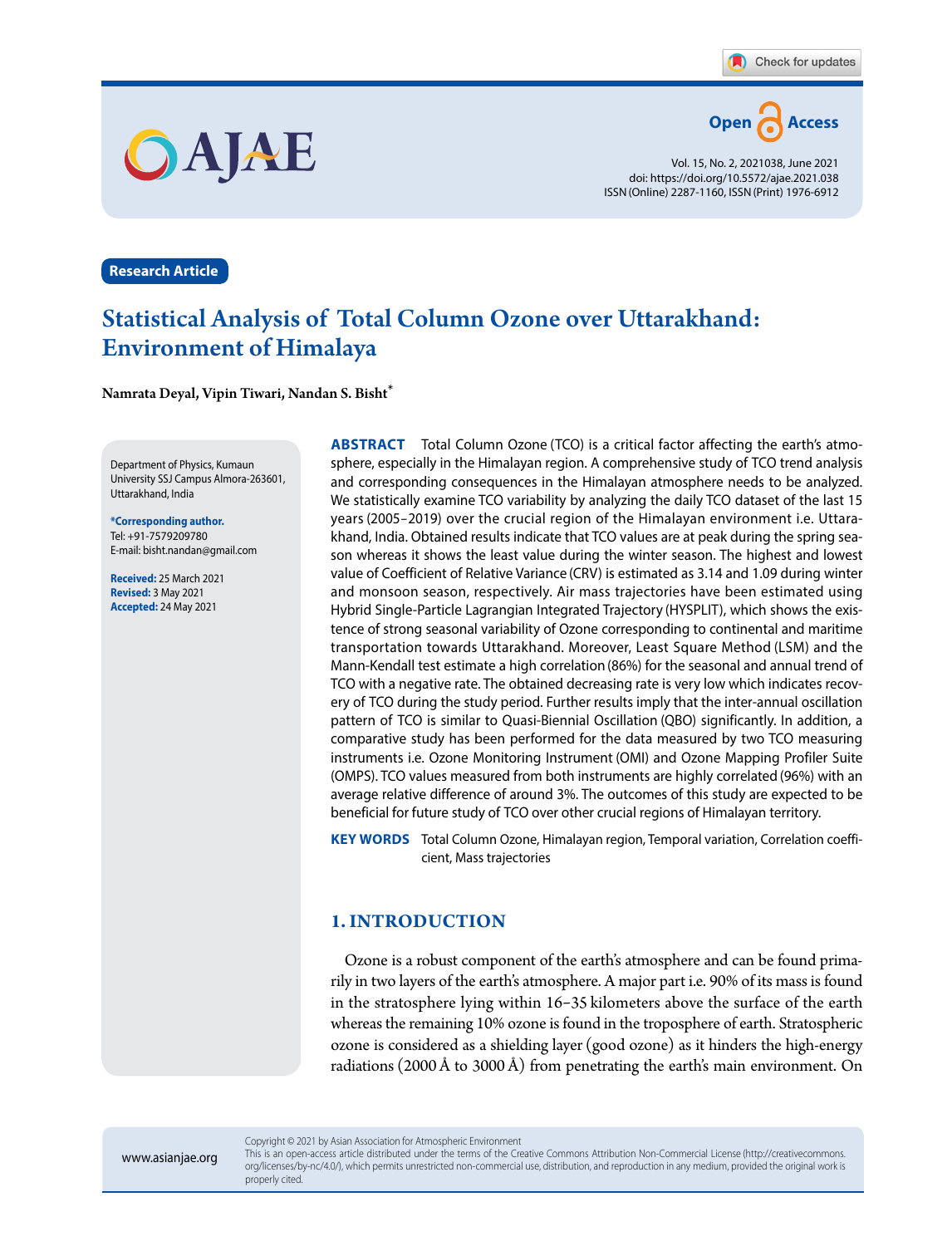Research Article

# Statistical Analysis of Total Column Ozone over Uttarakhand: Environment of Himalaya

**Namrata Deyal, Vipin Tiwari, Nandan S. Bisht***

Department of Physics, Kumaun University SSJ Campus Almora-263601, Uttarakhand, India

**\*Corresponding author.**
Tel: +91-7579209780
E-mail: bisht.nandan@gmail.com

**Received:** 25 March 2021
**Revised:** 3 May 2021
**Accepted:** 24 May 2021

**ABSTRACT** Total Column Ozone (TCO) is a critical factor affecting the earth's atmosphere, especially in the Himalayan region. A comprehensive study of TCO trend analysis and corresponding consequences in the Himalayan atmosphere needs to be analyzed. We statistically examine TCO variability by analyzing the daily TCO dataset of the last 15 years (2005–2019) over the crucial region of the Himalayan environment i.e. Uttarakhand, India. Obtained results indicate that TCO values are at peak during the spring season whereas it shows the least value during the winter season. The highest and lowest value of Coefficient of Relative Variance (CRV) is estimated as 3.14 and 1.09 during winter and monsoon season, respectively. Air mass trajectories have been estimated using Hybrid Single-Particle Lagrangian Integrated Trajectory (HYSPLIT), which shows the existence of strong seasonal variability of Ozone corresponding to continental and maritime transportation towards Uttarakhand. Moreover, Least Square Method (LSM) and the Mann-Kendall test estimate a high correlation (86%) for the seasonal and annual trend of TCO with a negative rate. The obtained decreasing rate is very low which indicates recovery of TCO during the study period. Further results imply that the inter-annual oscillation pattern of TCO is similar to Quasi-Biennial Oscillation (QBO) significantly. In addition, a comparative study has been performed for the data measured by two TCO measuring instruments i.e. Ozone Monitoring Instrument (OMI) and Ozone Mapping Profiler Suite (OMPS). TCO values measured from both instruments are highly correlated (96%) with an average relative difference of around 3%. The outcomes of this study are expected to be beneficial for future study of TCO over other crucial regions of Himalayan territory.

**KEY WORDS** Total Column Ozone, Himalayan region, Temporal variation, Correlation coefficient, Mass trajectories

## 1. INTRODUCTION

Ozone is a robust component of the earth's atmosphere and can be found primarily in two layers of the earth's atmosphere. A major part i.e. 90% of its mass is found in the stratosphere lying within 16–35 kilometers above the surface of the earth whereas the remaining 10% ozone is found in the troposphere of earth. Stratospheric ozone is considered as a shielding layer (good ozone) as it hinders the high-energy radiations (2000 Å to 3000 Å) from penetrating the earth's main environment. On

Copyright © 2021 by Asian Association for Atmospheric Environment
This is an open-access article distributed under the terms of the Creative Commons Attribution Non-Commercial License (http://creativecommons.org/licenses/by-nc/4.0/), which permits unrestricted non-commercial use, distribution, and reproduction in any medium, provided the original work is properly cited.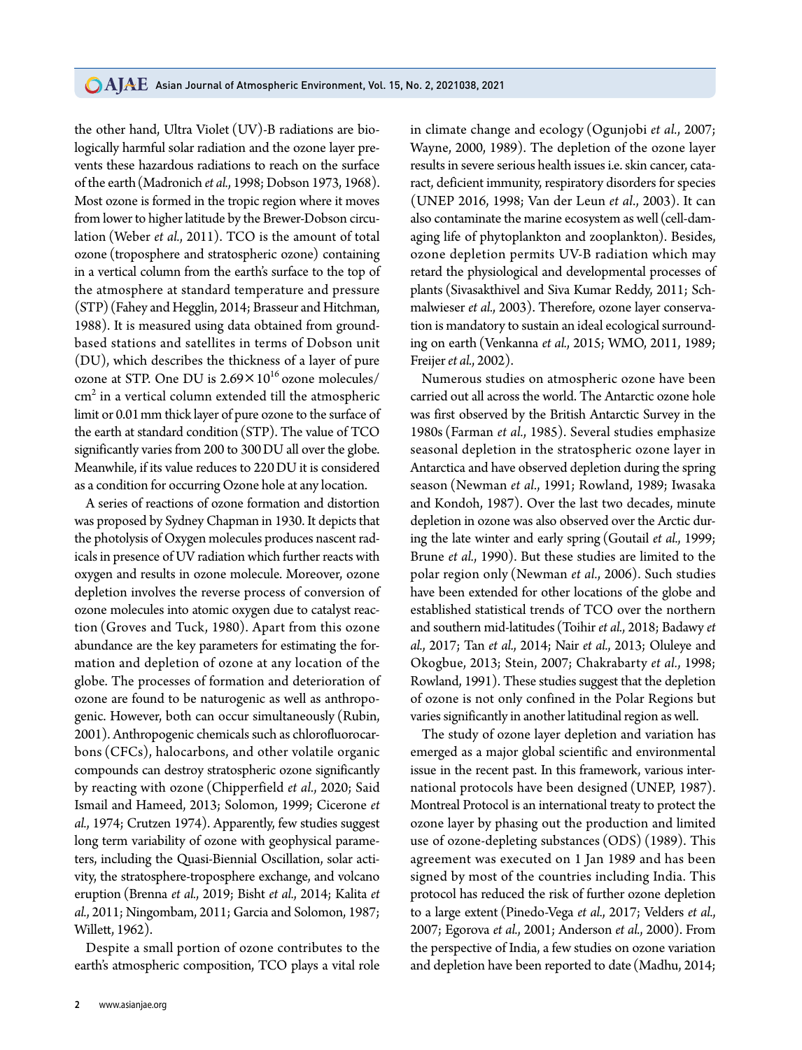the other hand, Ultra Violet (UV)-B radiations are biologically harmful solar radiation and the ozone layer prevents these hazardous radiations to reach on the surface of the earth (Madronich *et al.*, 1998; Dobson 1973, 1968). Most ozone is formed in the tropic region where it moves from lower to higher latitude by the Brewer-Dobson circulation (Weber *et al.*, 2011). TCO is the amount of total ozone (troposphere and stratospheric ozone) containing in a vertical column from the earth's surface to the top of the atmosphere at standard temperature and pressure (STP) (Fahey and Hegglin, 2014; Brasseur and Hitchman, 1988). It is measured using data obtained from ground-based stations and satellites in terms of Dobson unit (DU), which describes the thickness of a layer of pure ozone at STP. One DU is $2.69\times10^{16}$ ozone molecules/$cm^2$ in a vertical column extended till the atmospheric limit or 0.01 mm thick layer of pure ozone to the surface of the earth at standard condition (STP). The value of TCO significantly varies from 200 to 300 DU all over the globe. Meanwhile, if its value reduces to 220 DU it is considered as a condition for occurring Ozone hole at any location.

A series of reactions of ozone formation and distortion was proposed by Sydney Chapman in 1930. It depicts that the photolysis of Oxygen molecules produces nascent radicals in presence of UV radiation which further reacts with oxygen and results in ozone molecule. Moreover, ozone depletion involves the reverse process of conversion of ozone molecules into atomic oxygen due to catalyst reaction (Groves and Tuck, 1980). Apart from this ozone abundance are the key parameters for estimating the formation and depletion of ozone at any location of the globe. The processes of formation and deterioration of ozone are found to be naturogenic as well as anthropogenic. However, both can occur simultaneously (Rubin, 2001). Anthropogenic chemicals such as chlorofluorocarbons (CFCs), halocarbons, and other volatile organic compounds can destroy stratospheric ozone significantly by reacting with ozone (Chipperfield *et al.*, 2020; Said Ismail and Hameed, 2013; Solomon, 1999; Cicerone *et al.*, 1974; Crutzen 1974). Apparently, few studies suggest long term variability of ozone with geophysical parameters, including the Quasi-Biennial Oscillation, solar activity, the stratosphere-troposphere exchange, and volcano eruption (Brenna *et al.*, 2019; Bisht *et al.*, 2014; Kalita *et al.*, 2011; Ningombam, 2011; Garcia and Solomon, 1987; Willett, 1962).

Despite a small portion of ozone contributes to the earth's atmospheric composition, TCO plays a vital role in climate change and ecology (Ogunjobi *et al.*, 2007; Wayne, 2000, 1989). The depletion of the ozone layer results in severe serious health issues i.e. skin cancer, cataract, deficient immunity, respiratory disorders for species (UNEP 2016, 1998; Van der Leun *et al.*, 2003). It can also contaminate the marine ecosystem as well (cell-damaging life of phytoplankton and zooplankton). Besides, ozone depletion permits UV-B radiation which may retard the physiological and developmental processes of plants (Sivasakthivel and Siva Kumar Reddy, 2011; Schmalwieser *et al.*, 2003). Therefore, ozone layer conservation is mandatory to sustain an ideal ecological surrounding on earth (Venkanna *et al.*, 2015; WMO, 2011, 1989; Freijer *et al.*, 2002).

Numerous studies on atmospheric ozone have been carried out all across the world. The Antarctic ozone hole was first observed by the British Antarctic Survey in the 1980s (Farman *et al.*, 1985). Several studies emphasize seasonal depletion in the stratospheric ozone layer in Antarctica and have observed depletion during the spring season (Newman *et al.*, 1991; Rowland, 1989; Iwasaka and Kondoh, 1987). Over the last two decades, minute depletion in ozone was also observed over the Arctic during the late winter and early spring (Goutail *et al.*, 1999; Brune *et al.*, 1990). But these studies are limited to the polar region only (Newman *et al.*, 2006). Such studies have been extended for other locations of the globe and established statistical trends of TCO over the northern and southern mid-latitudes (Toihir *et al.*, 2018; Badawy *et al.*, 2017; Tan *et al.*, 2014; Nair *et al.*, 2013; Oluleye and Okogbue, 2013; Stein, 2007; Chakrabarty *et al.*, 1998; Rowland, 1991). These studies suggest that the depletion of ozone is not only confined in the Polar Regions but varies significantly in another latitudinal region as well.

The study of ozone layer depletion and variation has emerged as a major global scientific and environmental issue in the recent past. In this framework, various international protocols have been designed (UNEP, 1987). Montreal Protocol is an international treaty to protect the ozone layer by phasing out the production and limited use of ozone-depleting substances (ODS) (1989). This agreement was executed on 1 Jan 1989 and has been signed by most of the countries including India. This protocol has reduced the risk of further ozone depletion to a large extent (Pinedo-Vega *et al.*, 2017; Velders *et al.*, 2007; Egorova *et al.*, 2001; Anderson *et al.*, 2000). From the perspective of India, a few studies on ozone variation and depletion have been reported to date (Madhu, 2014;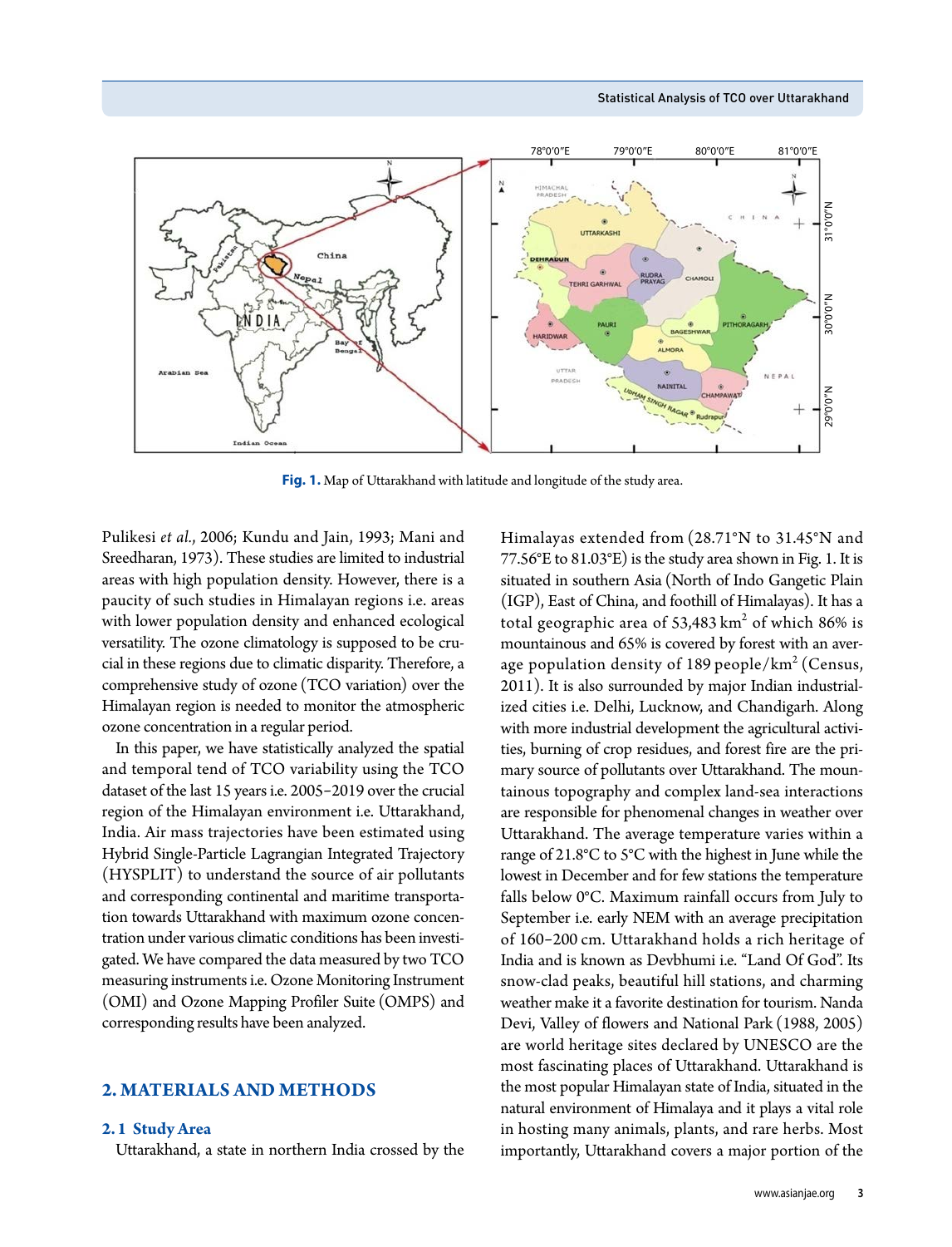**Fig. 1.** Map of Uttarakhand with latitude and longitude of the study area.

Pulikesi *et al*., 2006; Kundu and Jain, 1993; Mani and Sreedharan, 1973). These studies are limited to industrial areas with high population density. However, there is a paucity of such studies in Himalayan regions i.e. areas with lower population density and enhanced ecological versatility. The ozone climatology is supposed to be crucial in these regions due to climatic disparity. Therefore, a comprehensive study of ozone (TCO variation) over the Himalayan region is needed to monitor the atmospheric ozone concentration in a regular period.

In this paper, we have statistically analyzed the spatial and temporal tend of TCO variability using the TCO dataset of the last 15 years i.e. 2005–2019 over the crucial region of the Himalayan environment i.e. Uttarakhand, India. Air mass trajectories have been estimated using Hybrid Single-Particle Lagrangian Integrated Trajectory (HYSPLIT) to understand the source of air pollutants and corresponding continental and maritime transportation towards Uttarakhand with maximum ozone concentration under various climatic conditions has been investigated. We have compared the data measured by two TCO measuring instruments i.e. Ozone Monitoring Instrument (OMI) and Ozone Mapping Profiler Suite (OMPS) and corresponding results have been analyzed.

## 2. MATERIALS AND METHODS

### 2.1 Study Area

Uttarakhand, a state in northern India crossed by the Himalayas extended from (28.71°N to 31.45°N and 77.56°E to 81.03°E) is the study area shown in Fig. 1. It is situated in southern Asia (North of Indo Gangetic Plain (IGP), East of China, and foothill of Himalayas). It has a total geographic area of 53,483 km$^2$ of which 86% is mountainous and 65% is covered by forest with an average population density of 189 people/km$^2$ (Census, 2011). It is also surrounded by major Indian industrialized cities i.e. Delhi, Lucknow, and Chandigarh. Along with more industrial development the agricultural activities, burning of crop residues, and forest fire are the primary source of pollutants over Uttarakhand. The mountainous topography and complex land-sea interactions are responsible for phenomenal changes in weather over Uttarakhand. The average temperature varies within a range of 21.8°C to 5°C with the highest in June while the lowest in December and for few stations the temperature falls below 0°C. Maximum rainfall occurs from July to September i.e. early NEM with an average precipitation of 160–200 cm. Uttarakhand holds a rich heritage of India and is known as Devbhumi i.e. "Land Of God". Its snow-clad peaks, beautiful hill stations, and charming weather make it a favorite destination for tourism. Nanda Devi, Valley of flowers and National Park (1988, 2005) are world heritage sites declared by UNESCO are the most fascinating places of Uttarakhand. Uttarakhand is the most popular Himalayan state of India, situated in the natural environment of Himalaya and it plays a vital role in hosting many animals, plants, and rare herbs. Most importantly, Uttarakhand covers a major portion of the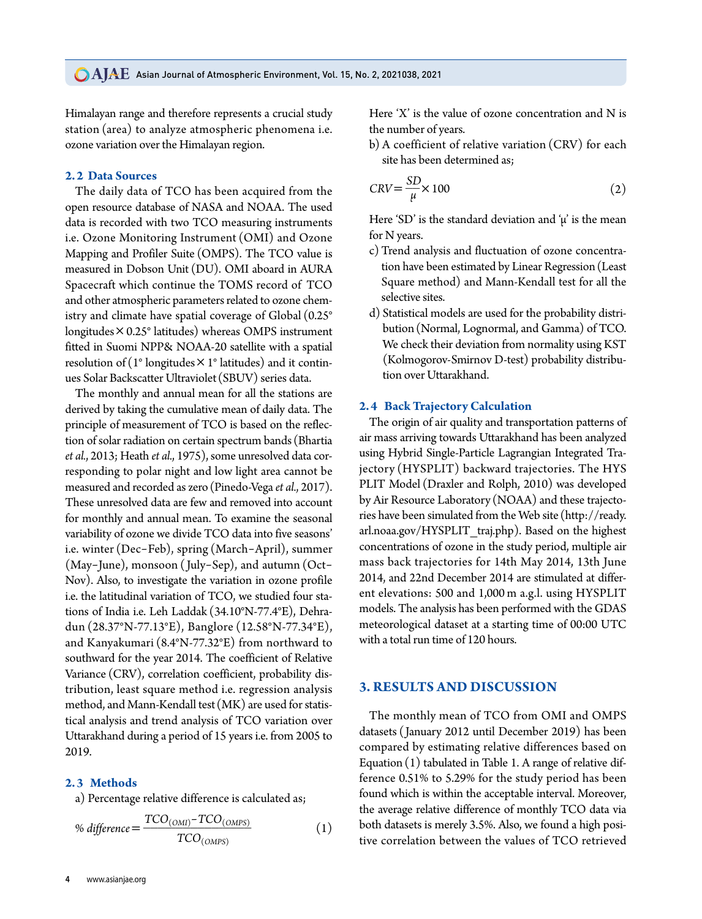Himalayan range and therefore represents a crucial study station (area) to analyze atmospheric phenomena i.e. ozone variation over the Himalayan region.

## 2.2 Data Sources

The daily data of TCO has been acquired from the open resource database of NASA and NOAA. The used data is recorded with two TCO measuring instruments i.e. Ozone Monitoring Instrument (OMI) and Ozone Mapping and Profiler Suite (OMPS). The TCO value is measured in Dobson Unit (DU). OMI aboard in AURA Spacecraft which continue the TOMS record of TCO and other atmospheric parameters related to ozone chemistry and climate have spatial coverage of Global (0.25° longitudes × 0.25° latitudes) whereas OMPS instrument fitted in Suomi NPP& NOAA-20 satellite with a spatial resolution of (1° longitudes × 1° latitudes) and it continues Solar Backscatter Ultraviolet (SBUV) series data.

The monthly and annual mean for all the stations are derived by taking the cumulative mean of daily data. The principle of measurement of TCO is based on the reflection of solar radiation on certain spectrum bands (Bhartia *et al.*, 2013; Heath *et al.*, 1975), some unresolved data corresponding to polar night and low light area cannot be measured and recorded as zero (Pinedo-Vega *et al.*, 2017). These unresolved data are few and removed into account for monthly and annual mean. To examine the seasonal variability of ozone we divide TCO data into five seasons' i.e. winter (Dec–Feb), spring (March–April), summer (May–June), monsoon (July–Sep), and autumn (Oct–Nov). Also, to investigate the variation in ozone profile i.e. the latitudinal variation of TCO, we studied four stations of India i.e. Leh Laddak (34.10°N-77.4°E), Dehradun (28.37°N-77.13°E), Banglore (12.58°N-77.34°E), and Kanyakumari (8.4°N-77.32°E) from northward to southward for the year 2014. The coefficient of Relative Variance (CRV), correlation coefficient, probability distribution, least square method i.e. regression analysis method, and Mann-Kendall test (MK) are used for statistical analysis and trend analysis of TCO variation over Uttarakhand during a period of 15 years i.e. from 2005 to 2019.

## 2.3 Methods

a) Percentage relative difference is calculated as;

$$\%\ difference = \frac{TCO_{(OMI)} - TCO_{(OMPS)}}{TCO_{(OMPS)}} \tag{1}$$

Here 'X' is the value of ozone concentration and N is the number of years.

b) A coefficient of relative variation (CRV) for each site has been determined as;

$$CRV = \frac{SD}{\mu} \times 100 \tag{2}$$

Here 'SD' is the standard deviation and 'μ' is the mean for N years.

c) Trend analysis and fluctuation of ozone concentration have been estimated by Linear Regression (Least Square method) and Mann-Kendall test for all the selective sites.

d) Statistical models are used for the probability distribution (Normal, Lognormal, and Gamma) of TCO. We check their deviation from normality using KST (Kolmogorov-Smirnov D-test) probability distribution over Uttarakhand.

## 2.4 Back Trajectory Calculation

The origin of air quality and transportation patterns of air mass arriving towards Uttarakhand has been analyzed using Hybrid Single-Particle Lagrangian Integrated Trajectory (HYSPLIT) backward trajectories. The HYSPLIT Model (Draxler and Rolph, 2010) was developed by Air Resource Laboratory (NOAA) and these trajectories have been simulated from the Web site (http://ready.arl.noaa.gov/HYSPLIT_traj.php). Based on the highest concentrations of ozone in the study period, multiple air mass back trajectories for 14th May 2014, 13th June 2014, and 22nd December 2014 are stimulated at different elevations: 500 and 1,000 m a.g.l. using HYSPLIT models. The analysis has been performed with the GDAS meteorological dataset at a starting time of 00:00 UTC with a total run time of 120 hours.

# 3. RESULTS AND DISCUSSION

The monthly mean of TCO from OMI and OMPS datasets (January 2012 until December 2019) has been compared by estimating relative differences based on Equation (1) tabulated in Table 1. A range of relative difference 0.51% to 5.29% for the study period has been found which is within the acceptable interval. Moreover, the average relative difference of monthly TCO data via both datasets is merely 3.5%. Also, we found a high positive correlation between the values of TCO retrieved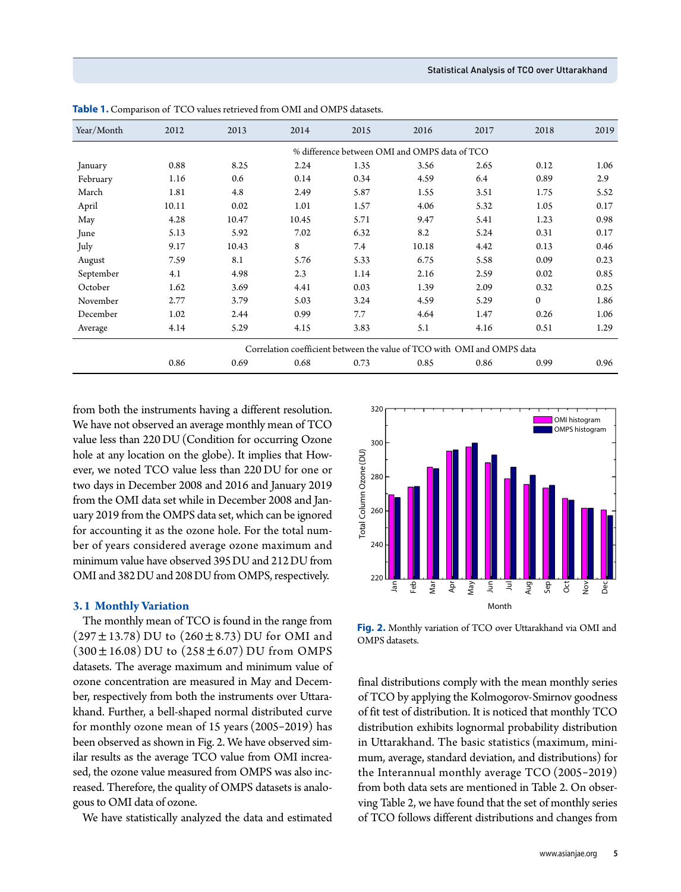**Table 1.** Comparison of TCO values retrieved from OMI and OMPS datasets.

| Year/Month | 2012 | 2013 | 2014 | 2015 | 2016 | 2017 | 2018 | 2019 |
|---|---|---|---|---|---|---|---|---|
| | % difference between OMI and OMPS data of TCO | | | | | | | |
| January | 0.88 | 8.25 | 2.24 | 1.35 | 3.56 | 2.65 | 0.12 | 1.06 |
| February | 1.16 | 0.6 | 0.14 | 0.34 | 4.59 | 6.4 | 0.89 | 2.9 |
| March | 1.81 | 4.8 | 2.49 | 5.87 | 1.55 | 3.51 | 1.75 | 5.52 |
| April | 10.11 | 0.02 | 1.01 | 1.57 | 4.06 | 5.32 | 1.05 | 0.17 |
| May | 4.28 | 10.47 | 10.45 | 5.71 | 9.47 | 5.41 | 1.23 | 0.98 |
| June | 5.13 | 5.92 | 7.02 | 6.32 | 8.2 | 5.24 | 0.31 | 0.17 |
| July | 9.17 | 10.43 | 8 | 7.4 | 10.18 | 4.42 | 0.13 | 0.46 |
| August | 7.59 | 8.1 | 5.76 | 5.33 | 6.75 | 5.58 | 0.09 | 0.23 |
| September | 4.1 | 4.98 | 2.3 | 1.14 | 2.16 | 2.59 | 0.02 | 0.85 |
| October | 1.62 | 3.69 | 4.41 | 0.03 | 1.39 | 2.09 | 0.32 | 0.25 |
| November | 2.77 | 3.79 | 5.03 | 3.24 | 4.59 | 5.29 | 0 | 1.86 |
| December | 1.02 | 2.44 | 0.99 | 7.7 | 4.64 | 1.47 | 0.26 | 1.06 |
| Average | 4.14 | 5.29 | 4.15 | 3.83 | 5.1 | 4.16 | 0.51 | 1.29 |
| | Correlation coefficient between the value of TCO with OMI and OMPS data | | | | | | | |
| | 0.86 | 0.69 | 0.68 | 0.73 | 0.85 | 0.86 | 0.99 | 0.96 |

from both the instruments having a different resolution. We have not observed an average monthly mean of TCO value less than 220 DU (Condition for occurring Ozone hole at any location on the globe). It implies that However, we noted TCO value less than 220 DU for one or two days in December 2008 and 2016 and January 2019 from the OMI data set while in December 2008 and January 2019 from the OMPS data set, which can be ignored for accounting it as the ozone hole. For the total number of years considered average ozone maximum and minimum value have observed 395 DU and 212 DU from OMI and 382 DU and 208 DU from OMPS, respectively.

### 3.1 Monthly Variation

The monthly mean of TCO is found in the range from $(297 \pm 13.78)$ DU to $(260 \pm 8.73)$ DU for OMI and $(300 \pm 16.08)$ DU to $(258 \pm 6.07)$ DU from OMPS datasets. The average maximum and minimum value of ozone concentration are measured in May and December, respectively from both the instruments over Uttarakhand. Further, a bell-shaped normal distributed curve for monthly ozone mean of 15 years (2005–2019) has been observed as shown in Fig. 2. We have observed similar results as the average TCO value from OMI increased, the ozone value measured from OMPS was also increased. Therefore, the quality of OMPS datasets is analogous to OMI data of ozone.

We have statistically analyzed the data and estimated final distributions comply with the mean monthly series of TCO by applying the Kolmogorov-Smirnov goodness of fit test of distribution. It is noticed that monthly TCO distribution exhibits lognormal probability distribution in Uttarakhand. The basic statistics (maximum, minimum, average, standard deviation, and distributions) for the Interannual monthly average TCO (2005–2019) from both data sets are mentioned in Table 2. On observing Table 2, we have found that the set of monthly series of TCO follows different distributions and changes from

**Fig. 2.** Monthly variation of TCO over Uttarakhand via OMI and OMPS datasets.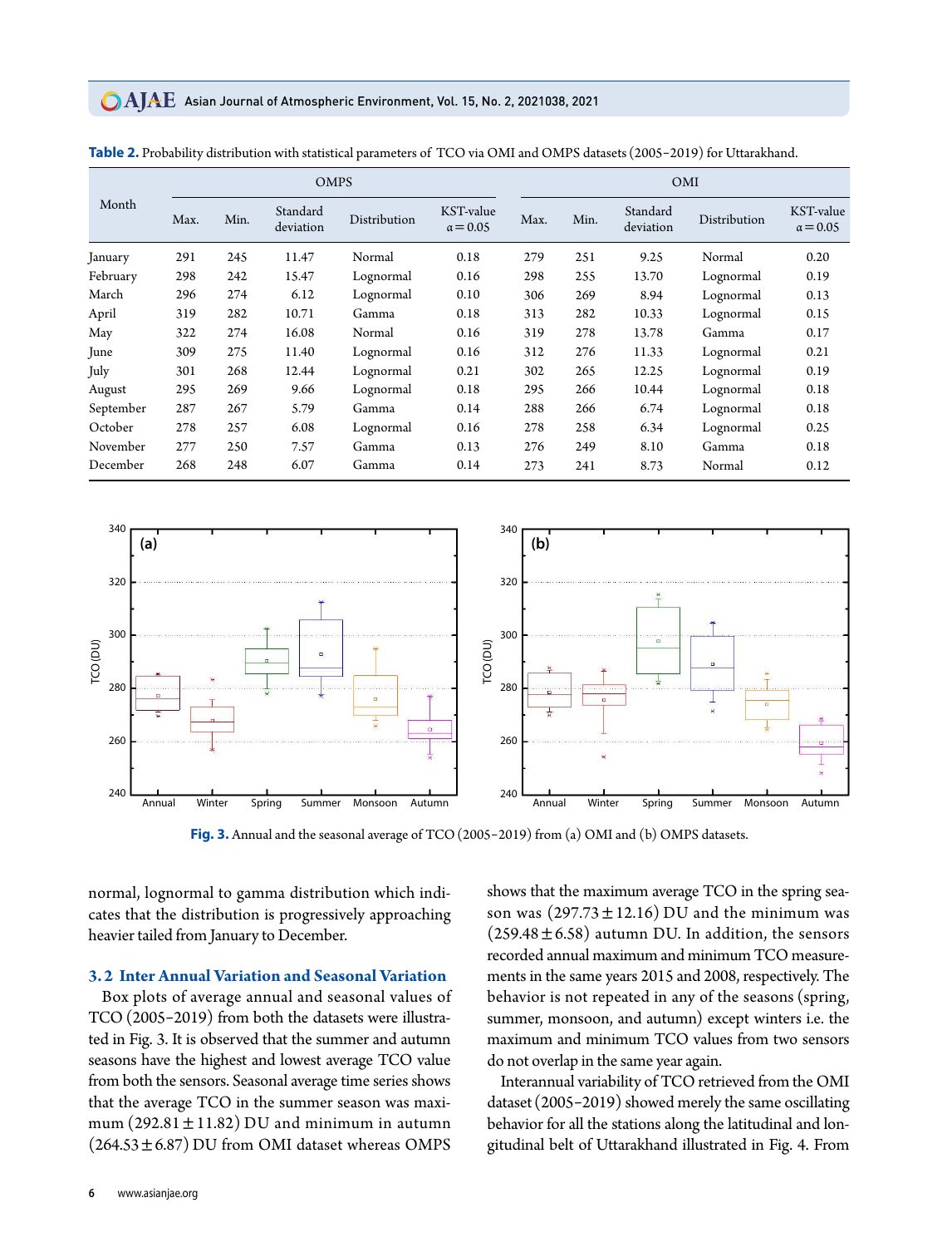**Table 2.** Probability distribution with statistical parameters of TCO via OMI and OMPS datasets (2005–2019) for Uttarakhand.

| Month | OMPS | | | | | OMI | | | | |
|---|---|---|---|---|---|---|---|---|---|---|
| | Max. | Min. | Standard deviation | Distribution | KST-value $\alpha=0.05$ | Max. | Min. | Standard deviation | Distribution | KST-value $\alpha=0.05$ |
| January | 291 | 245 | 11.47 | Normal | 0.18 | 279 | 251 | 9.25 | Normal | 0.20 |
| February | 298 | 242 | 15.47 | Lognormal | 0.16 | 298 | 255 | 13.70 | Lognormal | 0.19 |
| March | 296 | 274 | 6.12 | Lognormal | 0.10 | 306 | 269 | 8.94 | Lognormal | 0.13 |
| April | 319 | 282 | 10.71 | Gamma | 0.18 | 313 | 282 | 10.33 | Lognormal | 0.15 |
| May | 322 | 274 | 16.08 | Normal | 0.16 | 319 | 278 | 13.78 | Gamma | 0.17 |
| June | 309 | 275 | 11.40 | Lognormal | 0.16 | 312 | 276 | 11.33 | Lognormal | 0.21 |
| July | 301 | 268 | 12.44 | Lognormal | 0.21 | 302 | 265 | 12.25 | Lognormal | 0.19 |
| August | 295 | 269 | 9.66 | Lognormal | 0.18 | 295 | 266 | 10.44 | Lognormal | 0.18 |
| September | 287 | 267 | 5.79 | Gamma | 0.14 | 288 | 266 | 6.74 | Lognormal | 0.18 |
| October | 278 | 257 | 6.08 | Lognormal | 0.16 | 278 | 258 | 6.34 | Lognormal | 0.25 |
| November | 277 | 250 | 7.57 | Gamma | 0.13 | 276 | 249 | 8.10 | Gamma | 0.18 |
| December | 268 | 248 | 6.07 | Gamma | 0.14 | 273 | 241 | 8.73 | Normal | 0.12 |

**Fig. 3.** Annual and the seasonal average of TCO (2005–2019) from (a) OMI and (b) OMPS datasets.

normal, lognormal to gamma distribution which indicates that the distribution is progressively approaching heavier tailed from January to December.

### 3.2 Inter Annual Variation and Seasonal Variation

Box plots of average annual and seasonal values of TCO (2005–2019) from both the datasets were illustrated in Fig. 3. It is observed that the summer and autumn seasons have the highest and lowest average TCO value from both the sensors. Seasonal average time series shows that the average TCO in the summer season was maximum (292.81 ± 11.82) DU and minimum in autumn (264.53 ± 6.87) DU from OMI dataset whereas OMPS shows that the maximum average TCO in the spring season was (297.73 ± 12.16) DU and the minimum was (259.48 ± 6.58) autumn DU. In addition, the sensors recorded annual maximum and minimum TCO measurements in the same years 2015 and 2008, respectively. The behavior is not repeated in any of the seasons (spring, summer, monsoon, and autumn) except winters i.e. the maximum and minimum TCO values from two sensors do not overlap in the same year again.

Interannual variability of TCO retrieved from the OMI dataset (2005–2019) showed merely the same oscillating behavior for all the stations along the latitudinal and longitudinal belt of Uttarakhand illustrated in Fig. 4. From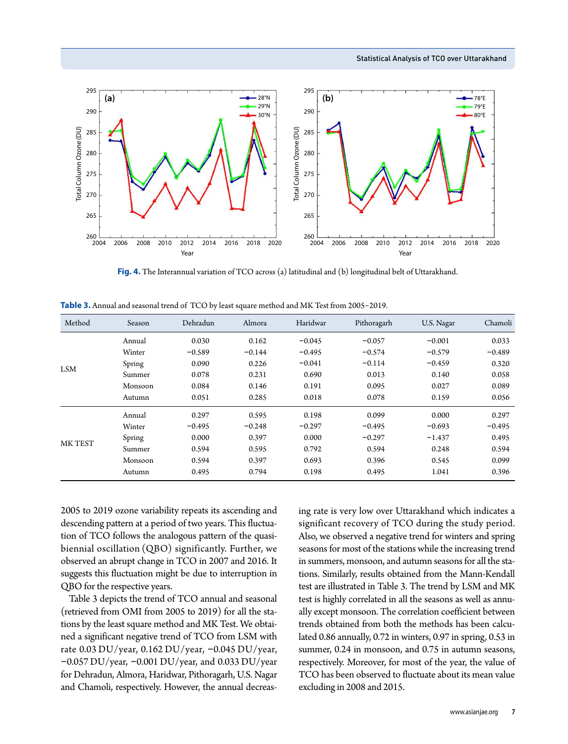Fig. 4. The Interannual variation of TCO across (a) latitudinal and (b) longitudinal belt of Uttarakhand.

Table 3. Annual and seasonal trend of TCO by least square method and MK Test from 2005–2019.

| Method | Season | Dehradun | Almora | Haridwar | Pithoragarh | U.S. Nagar | Chamoli |
|---|---|---|---|---|---|---|---|
| LSM | Annual | 0.030 | 0.162 | −0.045 | −0.057 | −0.001 | 0.033 |
| | Winter | −0.589 | −0.144 | −0.495 | −0.574 | −0.579 | −0.489 |
| | Spring | 0.090 | 0.226 | −0.041 | −0.114 | −0.459 | 0.320 |
| | Summer | 0.078 | 0.231 | 0.690 | 0.013 | 0.140 | 0.058 |
| | Monsoon | 0.084 | 0.146 | 0.191 | 0.095 | 0.027 | 0.089 |
| | Autumn | 0.051 | 0.285 | 0.018 | 0.078 | 0.159 | 0.056 |
| MK TEST | Annual | 0.297 | 0.595 | 0.198 | 0.099 | 0.000 | 0.297 |
| | Winter | −0.495 | −0.248 | −0.297 | −0.495 | −0.693 | −0.495 |
| | Spring | 0.000 | 0.397 | 0.000 | −0.297 | −1.437 | 0.495 |
| | Summer | 0.594 | 0.595 | 0.792 | 0.594 | 0.248 | 0.594 |
| | Monsoon | 0.594 | 0.397 | 0.693 | 0.396 | 0.545 | 0.099 |
| | Autumn | 0.495 | 0.794 | 0.198 | 0.495 | 1.041 | 0.396 |

2005 to 2019 ozone variability repeats its ascending and descending pattern at a period of two years. This fluctuation of TCO follows the analogous pattern of the quasi-biennial oscillation (QBO) significantly. Further, we observed an abrupt change in TCO in 2007 and 2016. It suggests this fluctuation might be due to interruption in QBO for the respective years.

Table 3 depicts the trend of TCO annual and seasonal (retrieved from OMI from 2005 to 2019) for all the stations by the least square method and MK Test. We obtained a significant negative trend of TCO from LSM with rate 0.03 DU/year, 0.162 DU/year, −0.045 DU/year, −0.057 DU/year, −0.001 DU/year, and 0.033 DU/year for Dehradun, Almora, Haridwar, Pithoragarh, U.S. Nagar and Chamoli, respectively. However, the annual decreasing rate is very low over Uttarakhand which indicates a significant recovery of TCO during the study period. Also, we observed a negative trend for winters and spring seasons for most of the stations while the increasing trend in summers, monsoon, and autumn seasons for all the stations. Similarly, results obtained from the Mann-Kendall test are illustrated in Table 3. The trend by LSM and MK test is highly correlated in all the seasons as well as annually except monsoon. The correlation coefficient between trends obtained from both the methods has been calculated 0.86 annually, 0.72 in winters, 0.97 in spring, 0.53 in summer, 0.24 in monsoon, and 0.75 in autumn seasons, respectively. Moreover, for most of the year, the value of TCO has been observed to fluctuate about its mean value excluding in 2008 and 2015.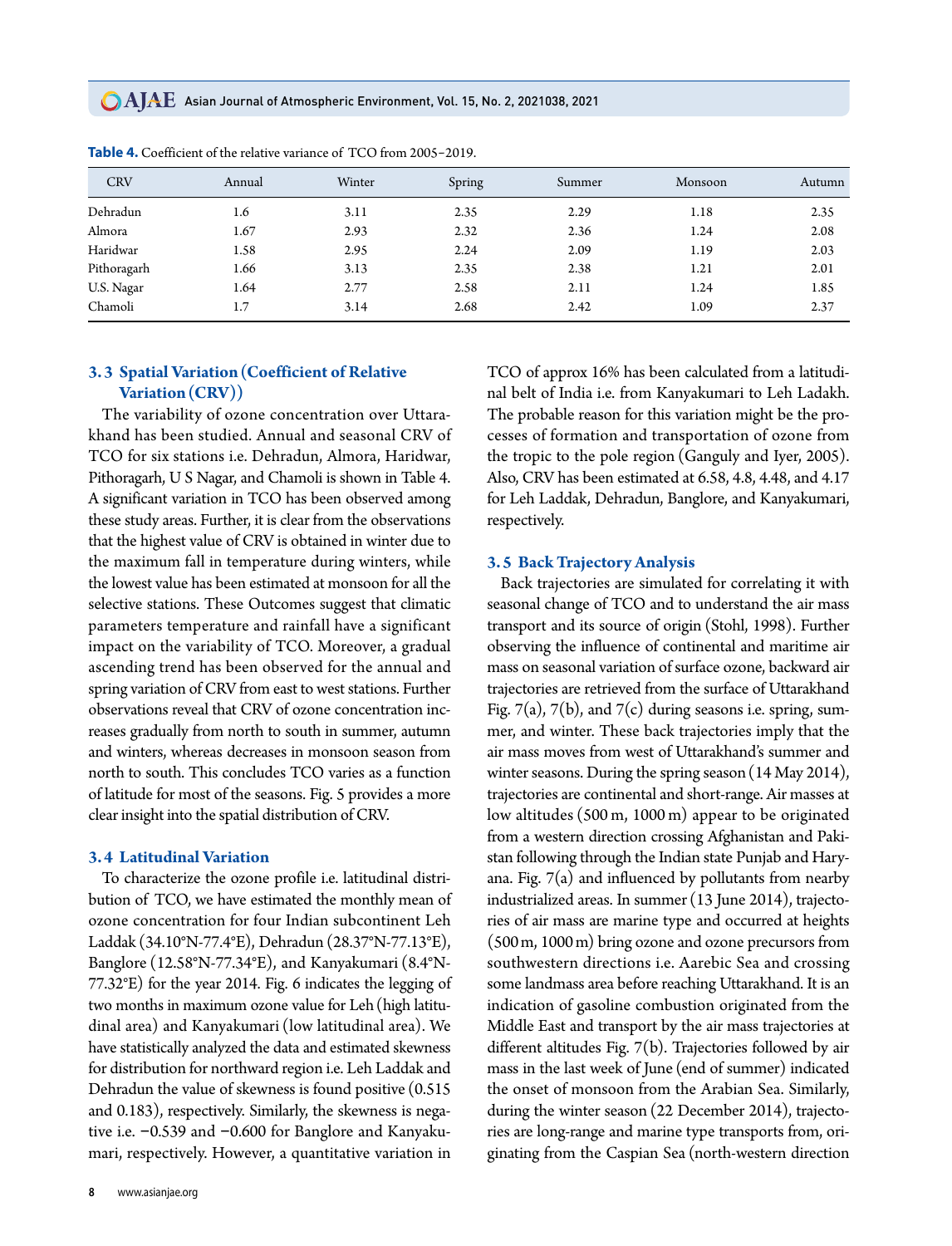**Table 4.** Coefficient of the relative variance of TCO from 2005–2019.

| CRV | Annual | Winter | Spring | Summer | Monsoon | Autumn |
|---|---|---|---|---|---|---|
| Dehradun | 1.6 | 3.11 | 2.35 | 2.29 | 1.18 | 2.35 |
| Almora | 1.67 | 2.93 | 2.32 | 2.36 | 1.24 | 2.08 |
| Haridwar | 1.58 | 2.95 | 2.24 | 2.09 | 1.19 | 2.03 |
| Pithoragarh | 1.66 | 3.13 | 2.35 | 2.38 | 1.21 | 2.01 |
| U.S. Nagar | 1.64 | 2.77 | 2.58 | 2.11 | 1.24 | 1.85 |
| Chamoli | 1.7 | 3.14 | 2.68 | 2.42 | 1.09 | 2.37 |

### 3.3 Spatial Variation (Coefficient of Relative Variation (CRV))

The variability of ozone concentration over Uttarakhand has been studied. Annual and seasonal CRV of TCO for six stations i.e. Dehradun, Almora, Haridwar, Pithoragarh, U S Nagar, and Chamoli is shown in Table 4. A significant variation in TCO has been observed among these study areas. Further, it is clear from the observations that the highest value of CRV is obtained in winter due to the maximum fall in temperature during winters, while the lowest value has been estimated at monsoon for all the selective stations. These Outcomes suggest that climatic parameters temperature and rainfall have a significant impact on the variability of TCO. Moreover, a gradual ascending trend has been observed for the annual and spring variation of CRV from east to west stations. Further observations reveal that CRV of ozone concentration increases gradually from north to south in summer, autumn and winters, whereas decreases in monsoon season from north to south. This concludes TCO varies as a function of latitude for most of the seasons. Fig. 5 provides a more clear insight into the spatial distribution of CRV.

### 3.4 Latitudinal Variation

To characterize the ozone profile i.e. latitudinal distribution of TCO, we have estimated the monthly mean of ozone concentration for four Indian subcontinent Leh Laddak (34.10°N-77.4°E), Dehradun (28.37°N-77.13°E), Banglore (12.58°N-77.34°E), and Kanyakumari (8.4°N-77.32°E) for the year 2014. Fig. 6 indicates the legging of two months in maximum ozone value for Leh (high latitudinal area) and Kanyakumari (low latitudinal area). We have statistically analyzed the data and estimated skewness for distribution for northward region i.e. Leh Laddak and Dehradun the value of skewness is found positive (0.515 and 0.183), respectively. Similarly, the skewness is negative i.e. −0.539 and −0.600 for Banglore and Kanyakumari, respectively. However, a quantitative variation in TCO of approx 16% has been calculated from a latitudinal belt of India i.e. from Kanyakumari to Leh Ladakh. The probable reason for this variation might be the processes of formation and transportation of ozone from the tropic to the pole region (Ganguly and Iyer, 2005). Also, CRV has been estimated at 6.58, 4.8, 4.48, and 4.17 for Leh Laddak, Dehradun, Banglore, and Kanyakumari, respectively.

### 3.5 Back Trajectory Analysis

Back trajectories are simulated for correlating it with seasonal change of TCO and to understand the air mass transport and its source of origin (Stohl, 1998). Further observing the influence of continental and maritime air mass on seasonal variation of surface ozone, backward air trajectories are retrieved from the surface of Uttarakhand Fig. 7(a), 7(b), and 7(c) during seasons i.e. spring, summer, and winter. These back trajectories imply that the air mass moves from west of Uttarakhand's summer and winter seasons. During the spring season (14 May 2014), trajectories are continental and short-range. Air masses at low altitudes (500 m, 1000 m) appear to be originated from a western direction crossing Afghanistan and Pakistan following through the Indian state Punjab and Haryana. Fig. 7(a) and influenced by pollutants from nearby industrialized areas. In summer (13 June 2014), trajectories of air mass are marine type and occurred at heights (500 m, 1000 m) bring ozone and ozone precursors from southwestern directions i.e. Aarebic Sea and crossing some landmass area before reaching Uttarakhand. It is an indication of gasoline combustion originated from the Middle East and transport by the air mass trajectories at different altitudes Fig. 7(b). Trajectories followed by air mass in the last week of June (end of summer) indicated the onset of monsoon from the Arabian Sea. Similarly, during the winter season (22 December 2014), trajectories are long-range and marine type transports from, originating from the Caspian Sea (north-western direction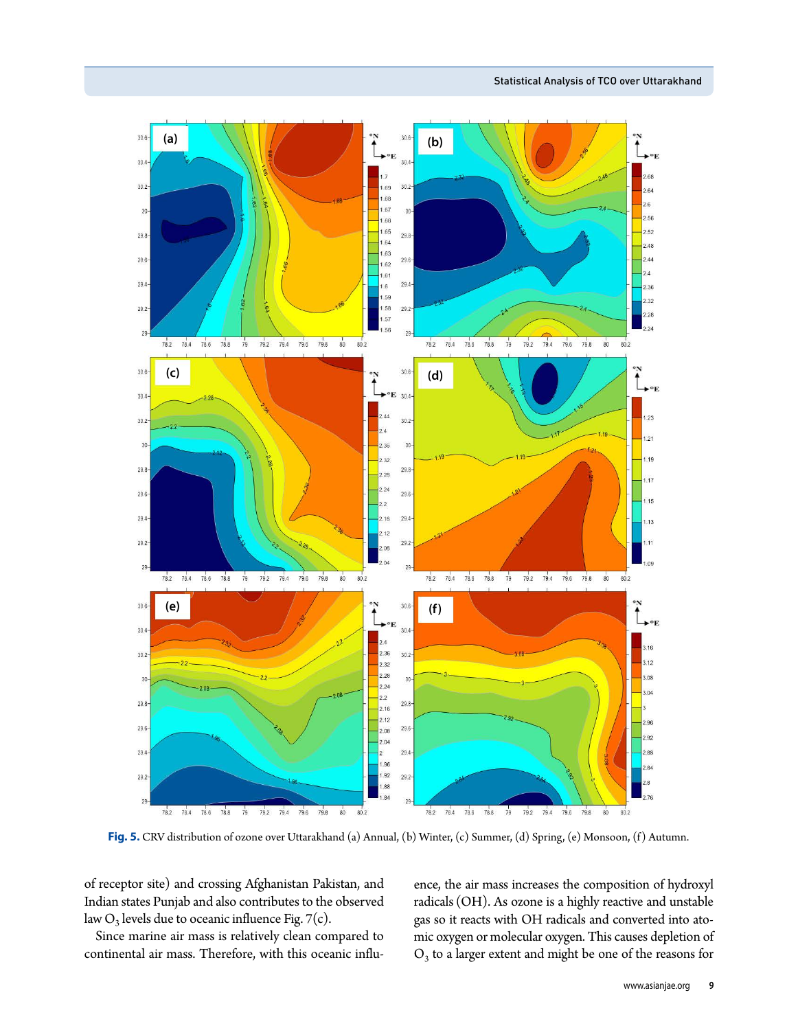Fig. 5. CRV distribution of ozone over Uttarakhand (a) Annual, (b) Winter, (c) Summer, (d) Spring, (e) Monsoon, (f) Autumn.

of receptor site) and crossing Afghanistan Pakistan, and Indian states Punjab and also contributes to the observed law $O_3$ levels due to oceanic influence Fig. 7(c).

Since marine air mass is relatively clean compared to continental air mass. Therefore, with this oceanic influence, the air mass increases the composition of hydroxyl radicals (OH). As ozone is a highly reactive and unstable gas so it reacts with OH radicals and converted into atomic oxygen or molecular oxygen. This causes depletion of $O_3$ to a larger extent and might be one of the reasons for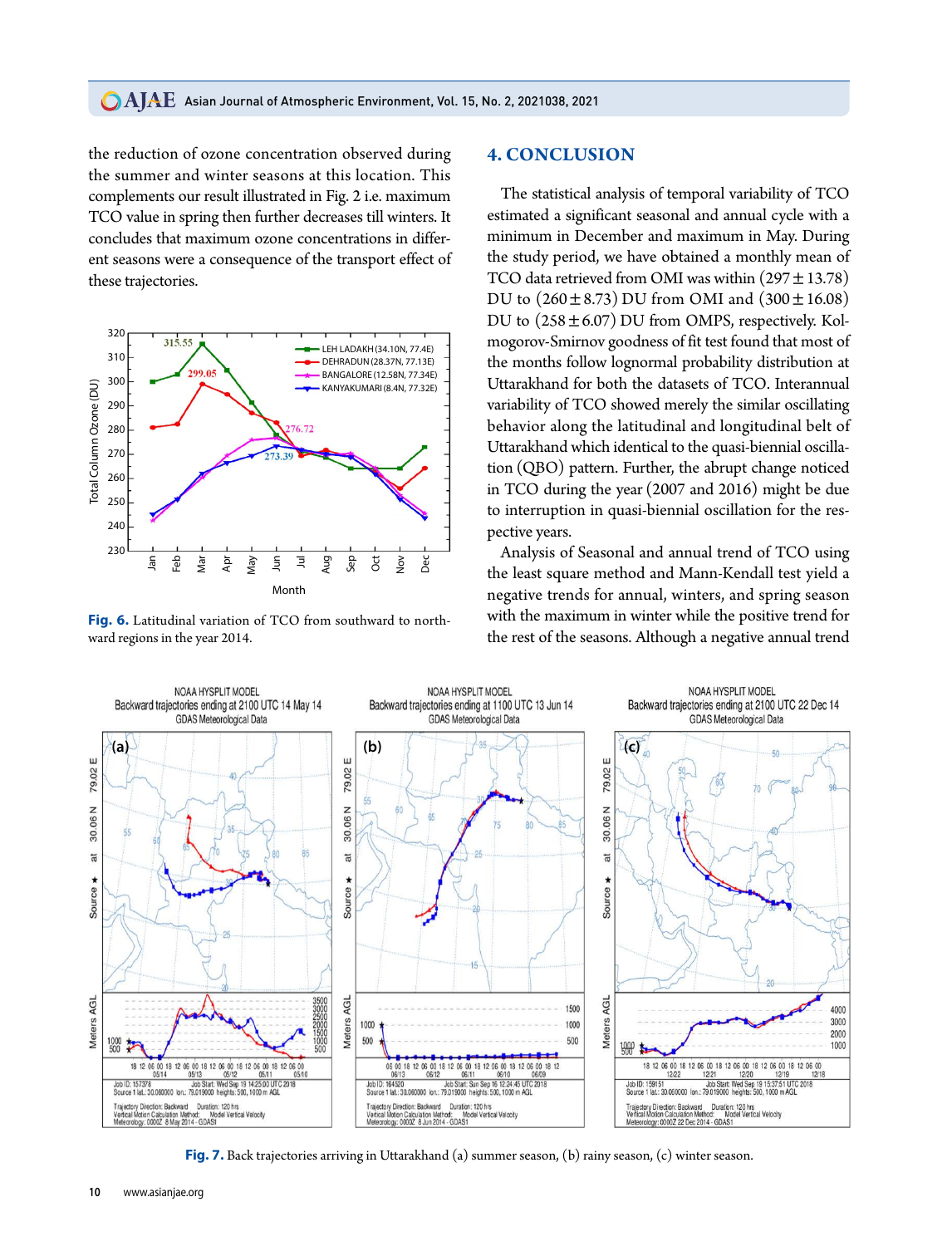the reduction of ozone concentration observed during the summer and winter seasons at this location. This complements our result illustrated in Fig. 2 i.e. maximum TCO value in spring then further decreases till winters. It concludes that maximum ozone concentrations in different seasons were a consequence of the transport effect of these trajectories.

**Fig. 6.** Latitudinal variation of TCO from southward to northward regions in the year 2014.

## 4. CONCLUSION

The statistical analysis of temporal variability of TCO estimated a significant seasonal and annual cycle with a minimum in December and maximum in May. During the study period, we have obtained a monthly mean of TCO data retrieved from OMI was within $(297 \pm 13.78)$ DU to $(260 \pm 8.73)$ DU from OMI and $(300 \pm 16.08)$ DU to $(258 \pm 6.07)$ DU from OMPS, respectively. Kolmogorov-Smirnov goodness of fit test found that most of the months follow lognormal probability distribution at Uttarakhand for both the datasets of TCO. Interannual variability of TCO showed merely the similar oscillating behavior along the latitudinal and longitudinal belt of Uttarakhand which identical to the quasi-biennial oscillation (QBO) pattern. Further, the abrupt change noticed in TCO during the year (2007 and 2016) might be due to interruption in quasi-biennial oscillation for the respective years.

Analysis of Seasonal and annual trend of TCO using the least square method and Mann-Kendall test yield a negative trends for annual, winters, and spring season with the maximum in winter while the positive trend for the rest of the seasons. Although a negative annual trend

**Fig. 7.** Back trajectories arriving in Uttarakhand (a) summer season, (b) rainy season, (c) winter season.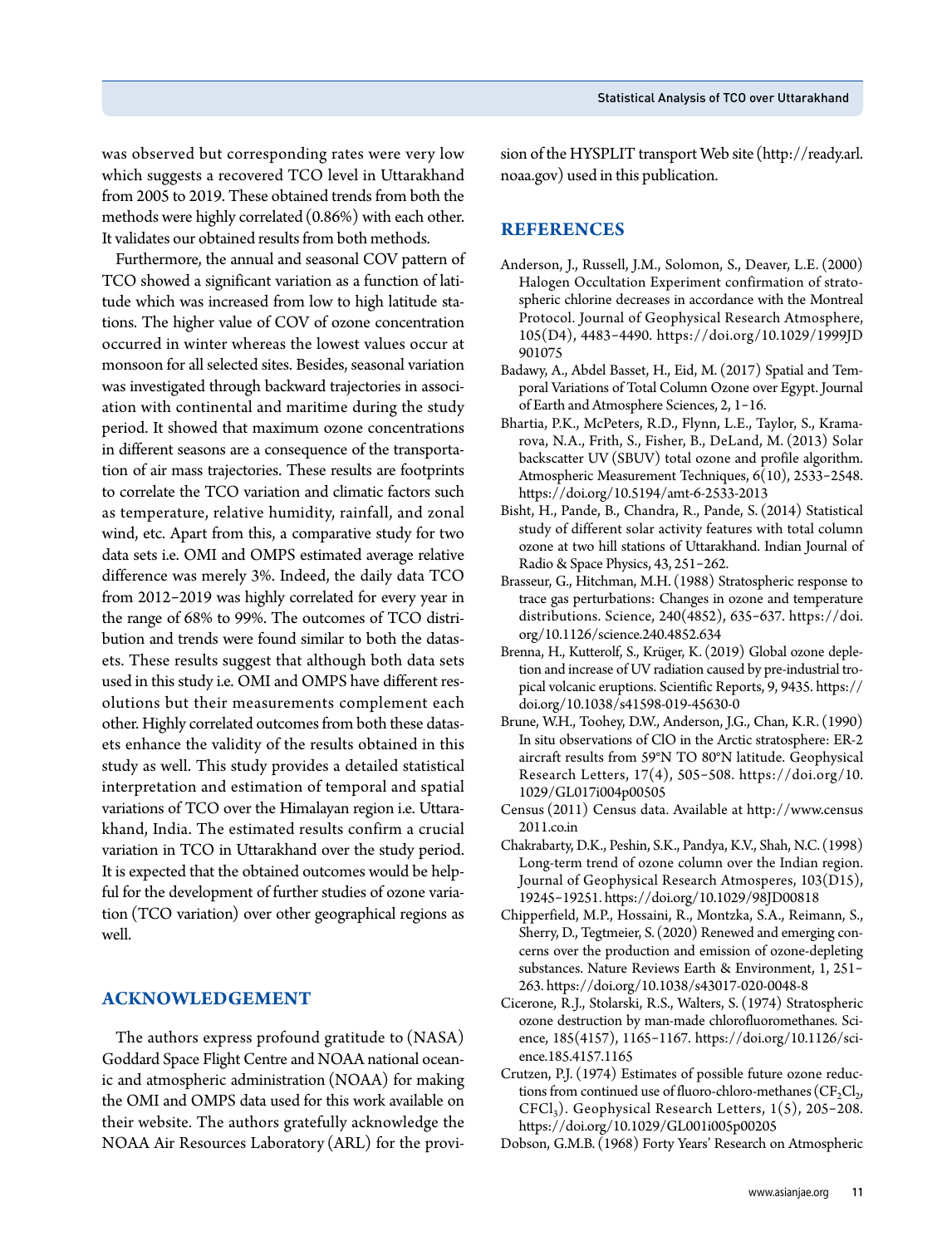was observed but corresponding rates were very low which suggests a recovered TCO level in Uttarakhand from 2005 to 2019. These obtained trends from both the methods were highly correlated (0.86%) with each other. It validates our obtained results from both methods.

Furthermore, the annual and seasonal COV pattern of TCO showed a significant variation as a function of latitude which was increased from low to high latitude stations. The higher value of COV of ozone concentration occurred in winter whereas the lowest values occur at monsoon for all selected sites. Besides, seasonal variation was investigated through backward trajectories in association with continental and maritime during the study period. It showed that maximum ozone concentrations in different seasons are a consequence of the transportation of air mass trajectories. These results are footprints to correlate the TCO variation and climatic factors such as temperature, relative humidity, rainfall, and zonal wind, etc. Apart from this, a comparative study for two data sets i.e. OMI and OMPS estimated average relative difference was merely 3%. Indeed, the daily data TCO from 2012–2019 was highly correlated for every year in the range of 68% to 99%. The outcomes of TCO distribution and trends were found similar to both the datasets. These results suggest that although both data sets used in this study i.e. OMI and OMPS have different resolutions but their measurements complement each other. Highly correlated outcomes from both these datasets enhance the validity of the results obtained in this study as well. This study provides a detailed statistical interpretation and estimation of temporal and spatial variations of TCO over the Himalayan region i.e. Uttarakhand, India. The estimated results confirm a crucial variation in TCO in Uttarakhand over the study period. It is expected that the obtained outcomes would be helpful for the development of further studies of ozone variation (TCO variation) over other geographical regions as well.

## ACKNOWLEDGEMENT

The authors express profound gratitude to (NASA) Goddard Space Flight Centre and NOAA national oceanic and atmospheric administration (NOAA) for making the OMI and OMPS data used for this work available on their website. The authors gratefully acknowledge the NOAA Air Resources Laboratory (ARL) for the provision of the HYSPLIT transport Web site (http://ready.arl.noaa.gov) used in this publication.

## REFERENCES

Anderson, J., Russell, J.M., Solomon, S., Deaver, L.E. (2000) Halogen Occultation Experiment confirmation of stratospheric chlorine decreases in accordance with the Montreal Protocol. Journal of Geophysical Research Atmosphere, 105(D4), 4483–4490. https://doi.org/10.1029/1999JD901075

Badawy, A., Abdel Basset, H., Eid, M. (2017) Spatial and Temporal Variations of Total Column Ozone over Egypt. Journal of Earth and Atmospheric Sciences, 2, 1–16.

Bhartia, P.K., McPeters, R.D., Flynn, L.E., Taylor, S., Kramarova, N.A., Frith, S., Fisher, B., DeLand, M. (2013) Solar backscatter UV (SBUV) total ozone and profile algorithm. Atmospheric Measurement Techniques, 6(10), 2533–2548. https://doi.org/10.5194/amt-6-2533-2013

Bisht, H., Pande, B., Chandra, R., Pande, S. (2014) Statistical study of different solar activity features with total column ozone at two hill stations of Uttarakhand. Indian Journal of Radio & Space Physics, 43, 251–262.

Brasseur, G., Hitchman, M.H. (1988) Stratospheric response to trace gas perturbations: Changes in ozone and temperature distributions. Science, 240(4852), 635–637. https://doi.org/10.1126/science.240.4852.634

Brenna, H., Kutterolf, S., Krüger, K. (2019) Global ozone depletion and increase of UV radiation caused by pre-industrial tropical volcanic eruptions. Scientific Reports, 9, 9435. https://doi.org/10.1038/s41598-019-45630-0

Brune, W.H., Toohey, D.W., Anderson, J.G., Chan, K.R. (1990) In situ observations of ClO in the Arctic stratosphere: ER-2 aircraft results from 59°N TO 80°N latitude. Geophysical Research Letters, 17(4), 505–508. https://doi.org/10.1029/GL017i004p00505

Census (2011) Census data. Available at http://www.census2011.co.in

Chakrabarty, D.K., Peshin, S.K., Pandya, K.V., Shah, N.C. (1998) Long-term trend of ozone column over the Indian region. Journal of Geophysical Research Atmosperes, 103(D15), 19245–19251. https://doi.org/10.1029/98JD00818

Chipperfield, M.P., Hossaini, R., Montzka, S.A., Reimann, S., Sherry, D., Tegtmeier, S. (2020) Renewed and emerging concerns over the production and emission of ozone-depleting substances. Nature Reviews Earth & Environment, 1, 251–263. https://doi.org/10.1038/s43017-020-0048-8

Cicerone, R.J., Stolarski, R.S., Walters, S. (1974) Stratospheric ozone destruction by man-made chlorofluoromethanes. Science, 185(4157), 1165–1167. https://doi.org/10.1126/science.185.4157.1165

Crutzen, P.J. (1974) Estimates of possible future ozone reductions from continued use of fluoro-chloro-methanes ($CF_2Cl_2$, $CFCl_3$). Geophysical Research Letters, 1(5), 205–208. https://doi.org/10.1029/GL001i005p00205

Dobson, G.M.B. (1968) Forty Years' Research on Atmospheric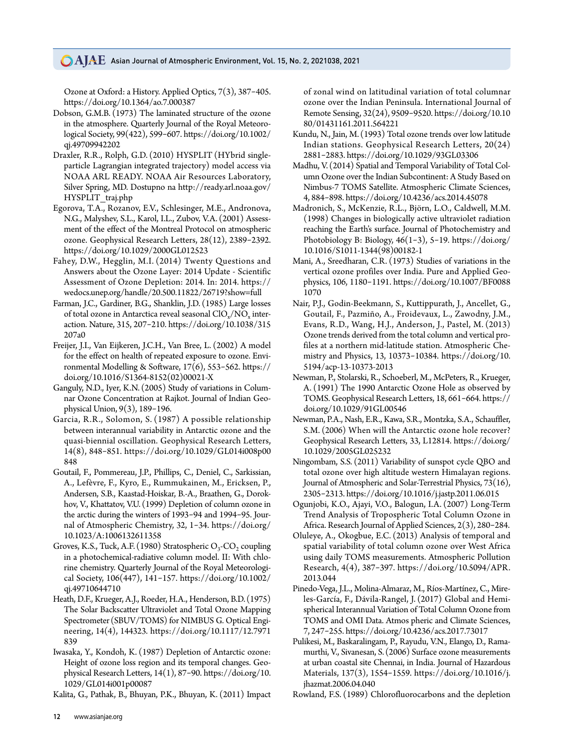Ozone at Oxford: a History. Applied Optics, 7(3), 387–405. https://doi.org/10.1364/ao.7.000387

Dobson, G.M.B. (1973) The laminated structure of the ozone in the atmosphere. Quarterly Journal of the Royal Meteorological Society, 99(422), 599–607. https://doi.org/10.1002/qj.49709942202

Draxler, R.R., Rolph, G.D. (2010) HYSPLIT (HYbrid single-particle Lagrangian integrated trajectory) model access via NOAA ARL READY. NOAA Air Resources Laboratory, Silver Spring, MD. Dostupno na http://ready.arl.noaa.gov/HYSPLIT_traj.php

Egorova, T.A., Rozanov, E.V., Schlesinger, M.E., Andronova, N.G., Malyshev, S.L., Karol, I.L., Zubov, V.A. (2001) Assessment of the effect of the Montreal Protocol on atmospheric ozone. Geophysical Research Letters, 28(12), 2389–2392. https://doi.org/10.1029/2000GL012523

Fahey, D.W., Hegglin, M.I. (2014) Twenty Questions and Answers about the Ozone Layer: 2014 Update - Scientific Assessment of Ozone Depletion: 2014. In: 2014. https://wedocs.unep.org/handle/20.500.11822/26719?show=full

Farman, J.C., Gardiner, B.G., Shanklin, J.D. (1985) Large losses of total ozone in Antarctica reveal seasonal $ClO_x/NO_x$ interaction. Nature, 315, 207–210. https://doi.org/10.1038/315207a0

Freijer, J.I., Van Eijkeren, J.C.H., Van Bree, L. (2002) A model for the effect on health of repeated exposure to ozone. Environmental Modelling & Software, 17(6), 553–562. https://doi.org/10.1016/S1364-8152(02)00021-X

Ganguly, N.D., Iyer, K.N. (2005) Study of variations in Columnar Ozone Concentration at Rajkot. Journal of Indian Geophysical Union, 9(3), 189–196.

Garcia, R.R., Solomon, S. (1987) A possible relationship between interannual variability in Antarctic ozone and the quasi-biennial oscillation. Geophysical Research Letters, 14(8), 848–851. https://doi.org/10.1029/GL014i008p00848

Goutail, F., Pommereau, J.P., Phillips, C., Deniel, C., Sarkissian, A., Lefèvre, F., Kyro, E., Rummukainen, M., Ericksen, P., Andersen, S.B., Kaastad-Hoiskar, B.-A., Braathen, G., Dorokhov, V., Khattatov, V.U. (1999) Depletion of column ozone in the arctic during the winters of 1993–94 and 1994–95. Journal of Atmospheric Chemistry, 32, 1–34. https://doi.org/10.1023/A:1006132611358

Groves, K.S., Tuck, A.F. (1980) Stratospheric $O_3$-$CO_2$ coupling in a photochemical-radiative column model. II: With chlorine chemistry. Quarterly Journal of the Royal Meteorological Society, 106(447), 141–157. https://doi.org/10.1002/qj.49710644710

Heath, D.F., Krueger, A.J., Roeder, H.A., Henderson, B.D. (1975) The Solar Backscatter Ultraviolet and Total Ozone Mapping Spectrometer (SBUV/TOMS) for NIMBUS G. Optical Engineering, 14(4), 144323. https://doi.org/10.1117/12.7971839

Iwasaka, Y., Kondoh, K. (1987) Depletion of Antarctic ozone: Height of ozone loss region and its temporal changes. Geophysical Research Letters, 14(1), 87–90. https://doi.org/10.1029/GL014i001p00087

Kalita, G., Pathak, B., Bhuyan, P.K., Bhuyan, K. (2011) Impact of zonal wind on latitudinal variation of total columnar ozone over the Indian Peninsula. International Journal of Remote Sensing, 32(24), 9509–9520. https://doi.org/10.1080/01431161.2011.564221

Kundu, N., Jain, M. (1993) Total ozone trends over low latitude Indian stations. Geophysical Research Letters, 20(24) 2881–2883. https://doi.org/10.1029/93GL03306

Madhu, V. (2014) Spatial and Temporal Variability of Total Column Ozone over the Indian Subcontinent: A Study Based on Nimbus-7 TOMS Satellite. Atmospheric Climate Sciences, 4, 884–898. https://doi.org/10.4236/acs.2014.45078

Madronich, S., McKenzie, R.L., Björn, L.O., Caldwell, M.M. (1998) Changes in biologically active ultraviolet radiation reaching the Earth's surface. Journal of Photochemistry and Photobiology B: Biology, 46(1–3), 5–19. https://doi.org/10.1016/S1011-1344(98)00182-1

Mani, A., Sreedharan, C.R. (1973) Studies of variations in the vertical ozone profiles over India. Pure and Applied Geophysics, 106, 1180–1191. https://doi.org/10.1007/BF00881070

Nair, P.J., Godin-Beekmann, S., Kuttippurath, J., Ancellet, G., Goutail, F., Pazmiño, A., Froidevaux, L., Zawodny, J.M., Evans, R.D., Wang, H.J., Anderson, J., Pastel, M. (2013) Ozone trends derived from the total column and vertical profiles at a northern mid-latitude station. Atmospheric Chemistry and Physics, 13, 10373–10384. https://doi.org/10.5194/acp-13-10373-2013

Newman, P., Stolarski, R., Schoeberl, M., McPeters, R., Krueger, A. (1991) The 1990 Antarctic Ozone Hole as observed by TOMS. Geophysical Research Letters, 18, 661–664. https://doi.org/10.1029/91GL00546

Newman, P.A., Nash, E.R., Kawa, S.R., Montzka, S.A., Schauffler, S.M. (2006) When will the Antarctic ozone hole recover? Geophysical Research Letters, 33, L12814. https://doi.org/10.1029/2005GL025232

Ningombam, S.S. (2011) Variability of sunspot cycle QBO and total ozone over high altitude western Himalayan regions. Journal of Atmospheric and Solar-Terrestrial Physics, 73(16), 2305–2313. https://doi.org/10.1016/j.jastp.2011.06.015

Ogunjobi, K.O., Ajayi, V.O., Balogun, I.A. (2007) Long-Term Trend Analysis of Tropospheric Total Column Ozone in Africa. Research Journal of Applied Sciences, 2(3), 280–284.

Oluleye, A., Okogbue, E.C. (2013) Analysis of temporal and spatial variability of total column ozone over West Africa using daily TOMS measurements. Atmospheric Pollution Research, 4(4), 387–397. https://doi.org/10.5094/APR.2013.044

Pinedo-Vega, J.L., Molina-Almaraz, M., Ríos-Martínez, C., Mireles-García, F., Dávila-Rangel, J. (2017) Global and Hemispherical Interannual Variation of Total Column Ozone from TOMS and OMI Data. Atmos pheric and Climate Sciences, 7, 247–255. https://doi.org/10.4236/acs.2017.73017

Pulikesi, M., Baskaralingam, P., Rayudu, V.N., Elango, D., Ramamurthi, V., Sivanesan, S. (2006) Surface ozone measurements at urban coastal site Chennai, in India. Journal of Hazardous Materials, 137(3), 1554–1559. https://doi.org/10.1016/j.jhazmat.2006.04.040

Rowland, F.S. (1989) Chlorofluorocarbons and the depletion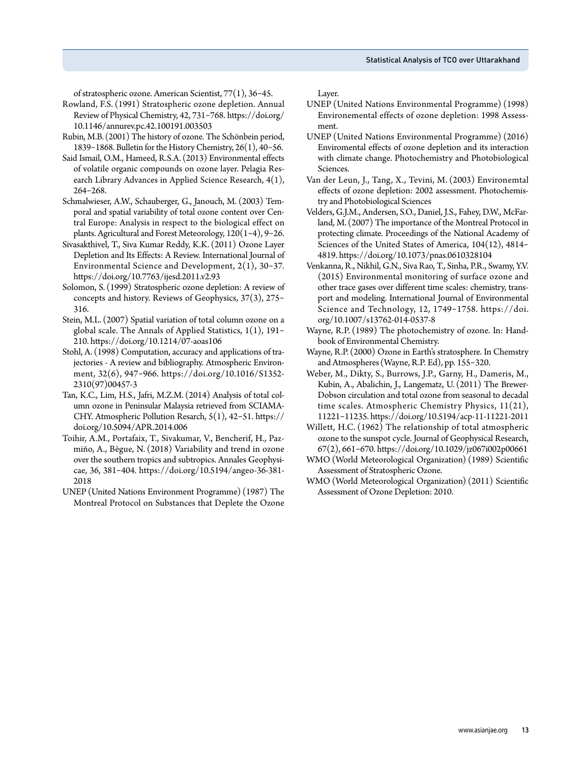of stratospheric ozone. American Scientist, 77(1), 36–45.

Rowland, F.S. (1991) Stratospheric ozone depletion. Annual Review of Physical Chemistry, 42, 731–768. https://doi.org/10.1146/annurev.pc.42.100191.003503

Rubin, M.B. (2001) The history of ozone. The Schönbein period, 1839–1868. Bulletin for the History Chemistry, 26(1), 40–56.

Said Ismail, O.M., Hameed, R.S.A. (2013) Environmental effects of volatile organic compounds on ozone layer. Pelagia Research Library Advances in Applied Science Research, 4(1), 264–268.

Schmalwieser, A.W., Schauberger, G., Janouch, M. (2003) Temporal and spatial variability of total ozone content over Central Europe: Analysis in respect to the biological effect on plants. Agricultural and Forest Meteorology, 120(1–4), 9–26.

Sivasakthivel, T., Siva Kumar Reddy, K.K. (2011) Ozone Layer Depletion and Its Effects: A Review. International Journal of Environmental Science and Development, 2(1), 30–37. https://doi.org/10.7763/ijesd.2011.v2.93

Solomon, S. (1999) Stratospheric ozone depletion: A review of concepts and history. Reviews of Geophysics, 37(3), 275–316.

Stein, M.L. (2007) Spatial variation of total column ozone on a global scale. The Annals of Applied Statistics, 1(1), 191–210. https://doi.org/10.1214/07-aoas106

Stohl, A. (1998) Computation, accuracy and applications of trajectories - A review and bibliography. Atmospheric Environment, 32(6), 947–966. https://doi.org/10.1016/S1352-2310(97)00457-3

Tan, K.C., Lim, H.S., Jafri, M.Z.M. (2014) Analysis of total column ozone in Peninsular Malaysia retrieved from SCIAMACHY. Atmospheric Pollution Resarch, 5(1), 42–51. https://doi.org/10.5094/APR.2014.006

Toihir, A.M., Portafaix, T., Sivakumar, V., Bencherif, H., Pazmiño, A., Bègue, N. (2018) Variability and trend in ozone over the southern tropics and subtropics. Annales Geophysicae, 36, 381–404. https://doi.org/10.5194/angeo-36-381-2018

UNEP (United Nations Environment Programme) (1987) The Montreal Protocol on Substances that Deplete the Ozone Layer.

UNEP (United Nations Environmental Programme) (1998) Environemental effects of ozone depletion: 1998 Assessment.

UNEP (United Nations Environmental Programme) (2016) Enviromental effects of ozone depletion and its interaction with climate change. Photochemistry and Photobiological Sciences.

Van der Leun, J., Tang, X., Tevini, M. (2003) Environemtal effects of ozone depletion: 2002 assessment. Photochemistry and Photobiological Sciences

Velders, G.J.M., Andersen, S.O., Daniel, J.S., Fahey, D.W., McFarland, M. (2007) The importance of the Montreal Protocol in protecting climate. Proceedings of the National Academy of Sciences of the United States of America, 104(12), 4814–4819. https://doi.org/10.1073/pnas.0610328104

Venkanna, R., Nikhil, G.N., Siva Rao, T., Sinha, P.R., Swamy, Y.V. (2015) Environmental monitoring of surface ozone and other trace gases over different time scales: chemistry, transport and modeling. International Journal of Environmental Science and Technology, 12, 1749–1758. https://doi.org/10.1007/s13762-014-0537-8

Wayne, R.P. (1989) The photochemistry of ozone. In: Handbook of Environmental Chemistry.

Wayne, R.P. (2000) Ozone in Earth's stratosphere. In Chemstry and Atmospheres (Wayne, R.P. Ed), pp. 155–320.

Weber, M., Dikty, S., Burrows, J.P., Garny, H., Dameris, M., Kubin, A., Abalichin, J., Langematz, U. (2011) The Brewer-Dobson circulation and total ozone from seasonal to decadal time scales. Atmospheric Chemistry Physics, 11(21), 11221–11235. https://doi.org/10.5194/acp-11-11221-2011

Willett, H.C. (1962) The relationship of total atmospheric ozone to the sunspot cycle. Journal of Geophysical Research, 67(2), 661–670. https://doi.org/10.1029/jz067i002p00661

WMO (World Meteorological Organization) (1989) Scientific Assessment of Stratospheric Ozone.

WMO (World Meteorological Organization) (2011) Scientific Assessment of Ozone Depletion: 2010.